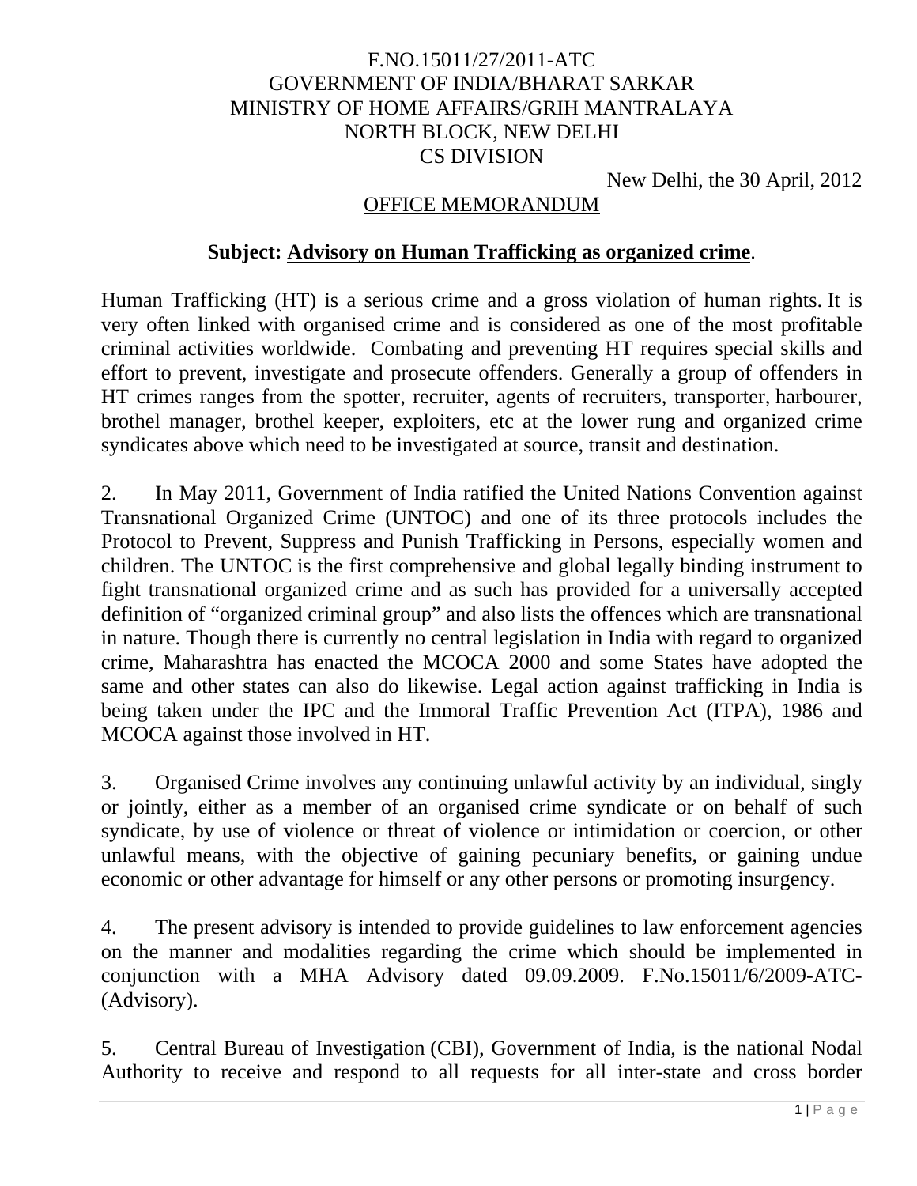F.NO.15011/27/2011-ATC
GOVERNMENT OF INDIA/BHARAT SARKAR
MINISTRY OF HOME AFFAIRS/GRIH MANTRALAYA
NORTH BLOCK, NEW DELHI
CS DIVISION

New Delhi, the 30 April, 2012

OFFICE MEMORANDUM

**Subject: Advisory on Human Trafficking as organized crime.**

Human Trafficking (HT) is a serious crime and a gross violation of human rights. It is very often linked with organised crime and is considered as one of the most profitable criminal activities worldwide. Combating and preventing HT requires special skills and effort to prevent, investigate and prosecute offenders. Generally a group of offenders in HT crimes ranges from the spotter, recruiter, agents of recruiters, transporter, harbourer, brothel manager, brothel keeper, exploiters, etc at the lower rung and organized crime syndicates above which need to be investigated at source, transit and destination.

2. In May 2011, Government of India ratified the United Nations Convention against Transnational Organized Crime (UNTOC) and one of its three protocols includes the Protocol to Prevent, Suppress and Punish Trafficking in Persons, especially women and children. The UNTOC is the first comprehensive and global legally binding instrument to fight transnational organized crime and as such has provided for a universally accepted definition of "organized criminal group" and also lists the offences which are transnational in nature. Though there is currently no central legislation in India with regard to organized crime, Maharashtra has enacted the MCOCA 2000 and some States have adopted the same and other states can also do likewise. Legal action against trafficking in India is being taken under the IPC and the Immoral Traffic Prevention Act (ITPA), 1986 and MCOCA against those involved in HT.

3. Organised Crime involves any continuing unlawful activity by an individual, singly or jointly, either as a member of an organised crime syndicate or on behalf of such syndicate, by use of violence or threat of violence or intimidation or coercion, or other unlawful means, with the objective of gaining pecuniary benefits, or gaining undue economic or other advantage for himself or any other persons or promoting insurgency.

4. The present advisory is intended to provide guidelines to law enforcement agencies on the manner and modalities regarding the crime which should be implemented in conjunction with a MHA Advisory dated 09.09.2009. F.No.15011/6/2009-ATC-(Advisory).

5. Central Bureau of Investigation (CBI), Government of India, is the national Nodal Authority to receive and respond to all requests for all inter-state and cross border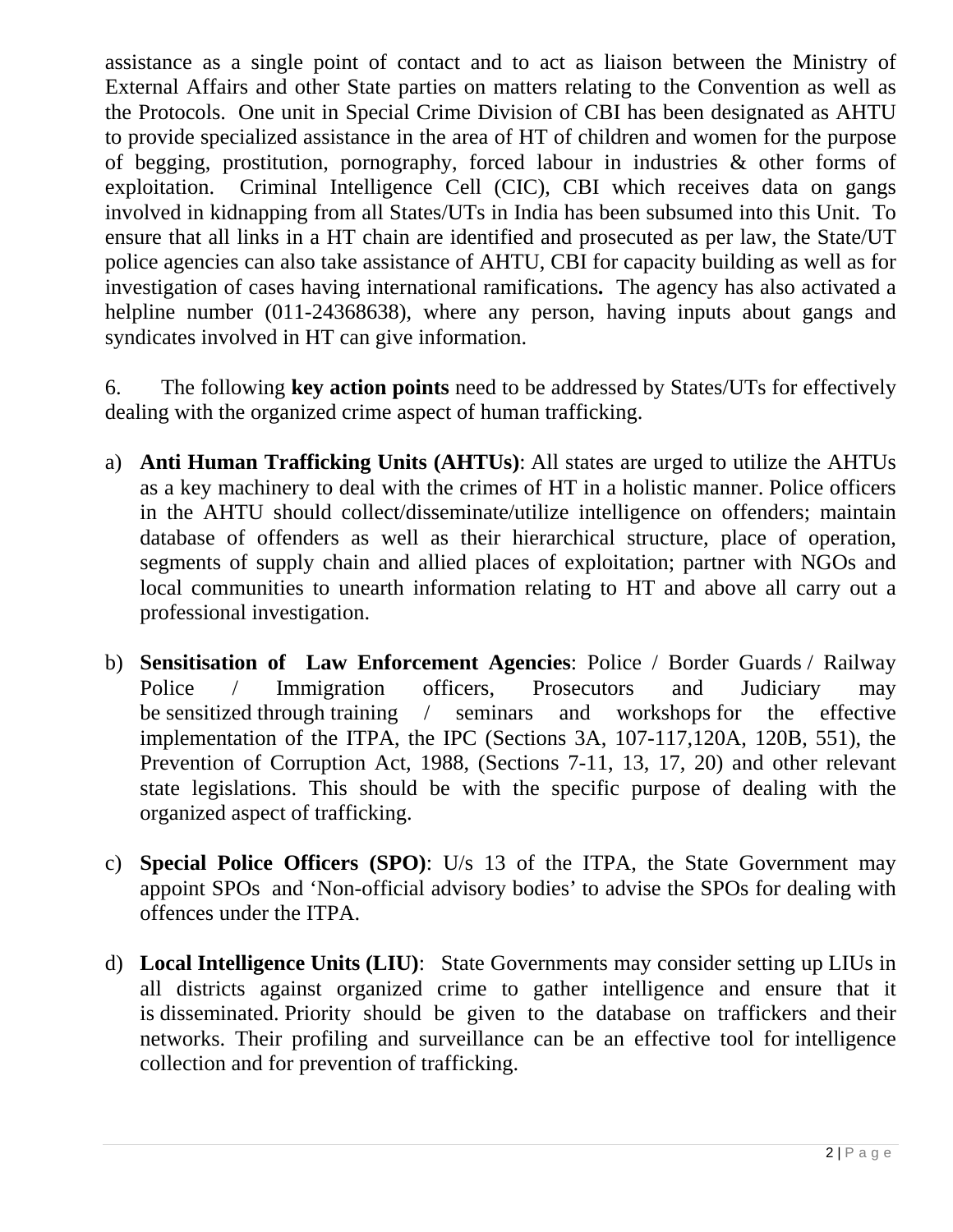assistance as a single point of contact and to act as liaison between the Ministry of External Affairs and other State parties on matters relating to the Convention as well as the Protocols. One unit in Special Crime Division of CBI has been designated as AHTU to provide specialized assistance in the area of HT of children and women for the purpose of begging, prostitution, pornography, forced labour in industries & other forms of exploitation. Criminal Intelligence Cell (CIC), CBI which receives data on gangs involved in kidnapping from all States/UTs in India has been subsumed into this Unit. To ensure that all links in a HT chain are identified and prosecuted as per law, the State/UT police agencies can also take assistance of AHTU, CBI for capacity building as well as for investigation of cases having international ramifications**.** The agency has also activated a helpline number (011-24368638), where any person, having inputs about gangs and syndicates involved in HT can give information.

6. The following **key action points** need to be addressed by States/UTs for effectively dealing with the organized crime aspect of human trafficking.

a) **Anti Human Trafficking Units (AHTUs)**: All states are urged to utilize the AHTUs as a key machinery to deal with the crimes of HT in a holistic manner. Police officers in the AHTU should collect/disseminate/utilize intelligence on offenders; maintain database of offenders as well as their hierarchical structure, place of operation, segments of supply chain and allied places of exploitation; partner with NGOs and local communities to unearth information relating to HT and above all carry out a professional investigation.

b) **Sensitisation of Law Enforcement Agencies**: Police / Border Guards / Railway Police / Immigration officers, Prosecutors and Judiciary may be sensitized through training / seminars and workshops for the effective implementation of the ITPA, the IPC (Sections 3A, 107-117,120A, 120B, 551), the Prevention of Corruption Act, 1988, (Sections 7-11, 13, 17, 20) and other relevant state legislations. This should be with the specific purpose of dealing with the organized aspect of trafficking.

c) **Special Police Officers (SPO)**: U/s 13 of the ITPA, the State Government may appoint SPOs and 'Non-official advisory bodies' to advise the SPOs for dealing with offences under the ITPA.

d) **Local Intelligence Units (LIU)**: State Governments may consider setting up LIUs in all districts against organized crime to gather intelligence and ensure that it is disseminated. Priority should be given to the database on traffickers and their networks. Their profiling and surveillance can be an effective tool for intelligence collection and for prevention of trafficking.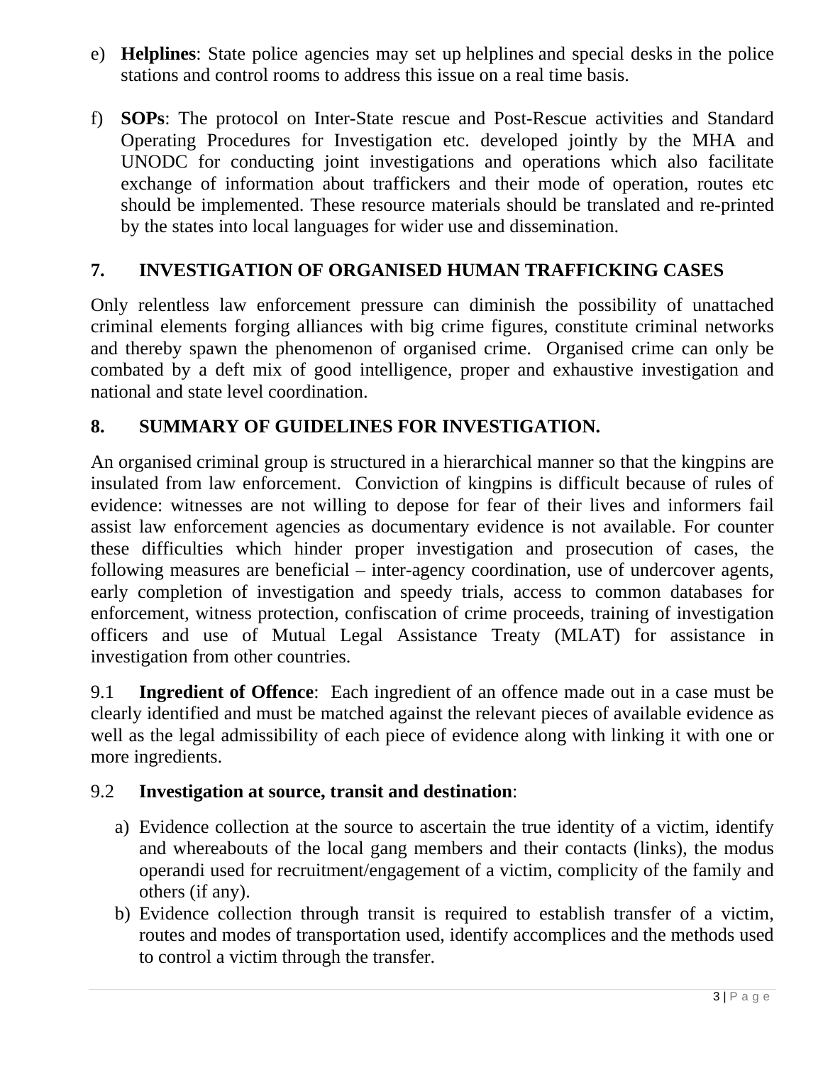e) **Helplines**: State police agencies may set up helplines and special desks in the police stations and control rooms to address this issue on a real time basis.

f) **SOPs**: The protocol on Inter-State rescue and Post-Rescue activities and Standard Operating Procedures for Investigation etc. developed jointly by the MHA and UNODC for conducting joint investigations and operations which also facilitate exchange of information about traffickers and their mode of operation, routes etc should be implemented. These resource materials should be translated and re-printed by the states into local languages for wider use and dissemination.

## 7. INVESTIGATION OF ORGANISED HUMAN TRAFFICKING CASES

Only relentless law enforcement pressure can diminish the possibility of unattached criminal elements forging alliances with big crime figures, constitute criminal networks and thereby spawn the phenomenon of organised crime. Organised crime can only be combated by a deft mix of good intelligence, proper and exhaustive investigation and national and state level coordination.

## 8. SUMMARY OF GUIDELINES FOR INVESTIGATION.

An organised criminal group is structured in a hierarchical manner so that the kingpins are insulated from law enforcement. Conviction of kingpins is difficult because of rules of evidence: witnesses are not willing to depose for fear of their lives and informers fail assist law enforcement agencies as documentary evidence is not available. For counter these difficulties which hinder proper investigation and prosecution of cases, the following measures are beneficial – inter-agency coordination, use of undercover agents, early completion of investigation and speedy trials, access to common databases for enforcement, witness protection, confiscation of crime proceeds, training of investigation officers and use of Mutual Legal Assistance Treaty (MLAT) for assistance in investigation from other countries.

9.1 **Ingredient of Offence**: Each ingredient of an offence made out in a case must be clearly identified and must be matched against the relevant pieces of available evidence as well as the legal admissibility of each piece of evidence along with linking it with one or more ingredients.

9.2 **Investigation at source, transit and destination**:

a) Evidence collection at the source to ascertain the true identity of a victim, identify and whereabouts of the local gang members and their contacts (links), the modus operandi used for recruitment/engagement of a victim, complicity of the family and others (if any).
b) Evidence collection through transit is required to establish transfer of a victim, routes and modes of transportation used, identify accomplices and the methods used to control a victim through the transfer.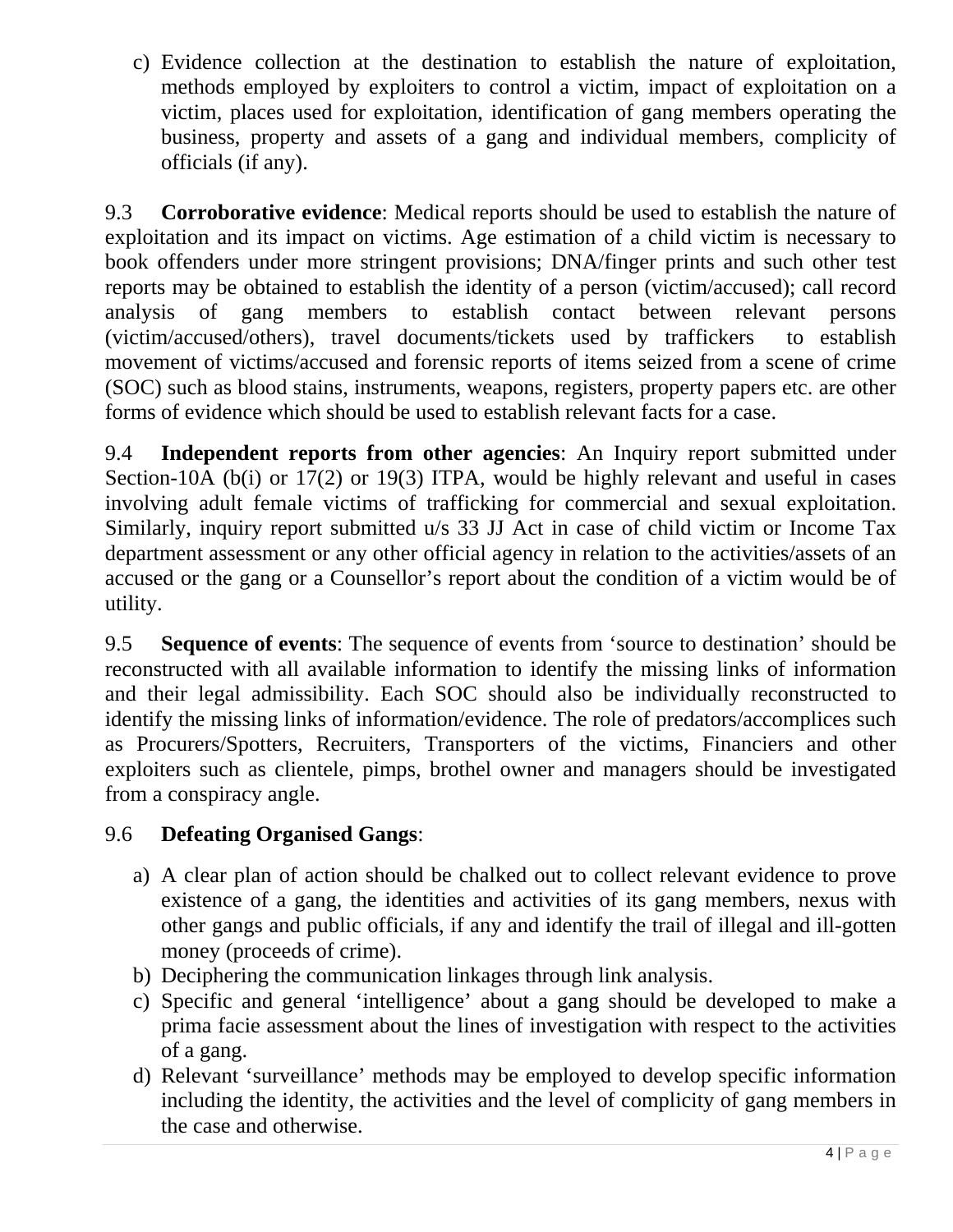c) Evidence collection at the destination to establish the nature of exploitation, methods employed by exploiters to control a victim, impact of exploitation on a victim, places used for exploitation, identification of gang members operating the business, property and assets of a gang and individual members, complicity of officials (if any).

9.3 **Corroborative evidence**: Medical reports should be used to establish the nature of exploitation and its impact on victims. Age estimation of a child victim is necessary to book offenders under more stringent provisions; DNA/finger prints and such other test reports may be obtained to establish the identity of a person (victim/accused); call record analysis of gang members to establish contact between relevant persons (victim/accused/others), travel documents/tickets used by traffickers to establish movement of victims/accused and forensic reports of items seized from a scene of crime (SOC) such as blood stains, instruments, weapons, registers, property papers etc. are other forms of evidence which should be used to establish relevant facts for a case.

9.4 **Independent reports from other agencies**: An Inquiry report submitted under Section-10A (b(i) or 17(2) or 19(3) ITPA, would be highly relevant and useful in cases involving adult female victims of trafficking for commercial and sexual exploitation. Similarly, inquiry report submitted u/s 33 JJ Act in case of child victim or Income Tax department assessment or any other official agency in relation to the activities/assets of an accused or the gang or a Counsellor's report about the condition of a victim would be of utility.

9.5 **Sequence of events**: The sequence of events from 'source to destination' should be reconstructed with all available information to identify the missing links of information and their legal admissibility. Each SOC should also be individually reconstructed to identify the missing links of information/evidence. The role of predators/accomplices such as Procurers/Spotters, Recruiters, Transporters of the victims, Financiers and other exploiters such as clientele, pimps, brothel owner and managers should be investigated from a conspiracy angle.

9.6 **Defeating Organised Gangs**:

a) A clear plan of action should be chalked out to collect relevant evidence to prove existence of a gang, the identities and activities of its gang members, nexus with other gangs and public officials, if any and identify the trail of illegal and ill-gotten money (proceeds of crime).
b) Deciphering the communication linkages through link analysis.
c) Specific and general 'intelligence' about a gang should be developed to make a prima facie assessment about the lines of investigation with respect to the activities of a gang.
d) Relevant 'surveillance' methods may be employed to develop specific information including the identity, the activities and the level of complicity of gang members in the case and otherwise.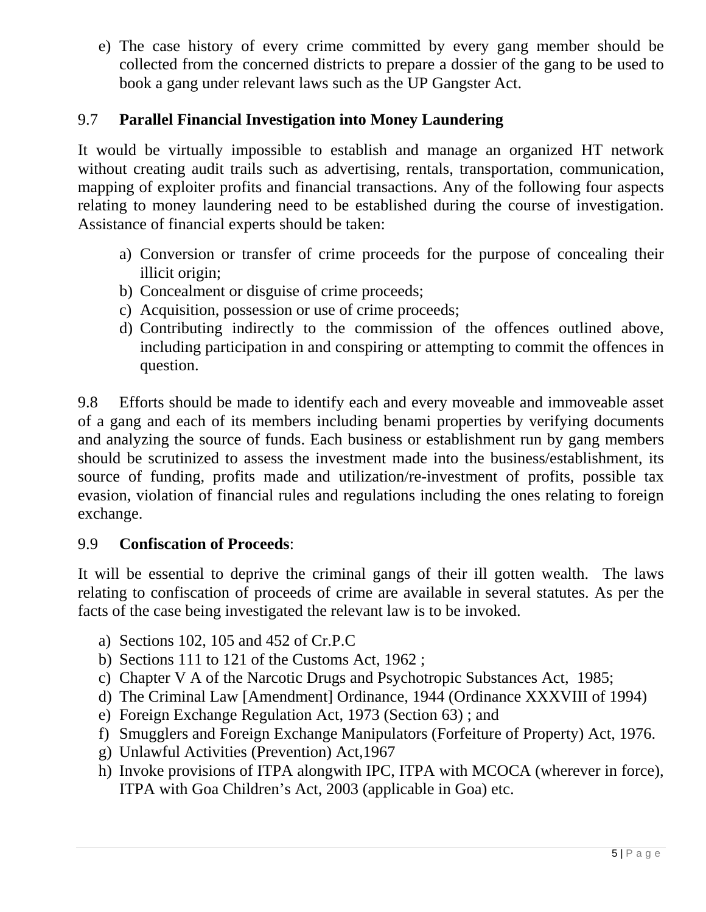e) The case history of every crime committed by every gang member should be collected from the concerned districts to prepare a dossier of the gang to be used to book a gang under relevant laws such as the UP Gangster Act.

9.7 **Parallel Financial Investigation into Money Laundering**

It would be virtually impossible to establish and manage an organized HT network without creating audit trails such as advertising, rentals, transportation, communication, mapping of exploiter profits and financial transactions. Any of the following four aspects relating to money laundering need to be established during the course of investigation. Assistance of financial experts should be taken:

a) Conversion or transfer of crime proceeds for the purpose of concealing their illicit origin;
b) Concealment or disguise of crime proceeds;
c) Acquisition, possession or use of crime proceeds;
d) Contributing indirectly to the commission of the offences outlined above, including participation in and conspiring or attempting to commit the offences in question.

9.8 Efforts should be made to identify each and every moveable and immoveable asset of a gang and each of its members including benami properties by verifying documents and analyzing the source of funds. Each business or establishment run by gang members should be scrutinized to assess the investment made into the business/establishment, its source of funding, profits made and utilization/re-investment of profits, possible tax evasion, violation of financial rules and regulations including the ones relating to foreign exchange.

9.9 **Confiscation of Proceeds**:

It will be essential to deprive the criminal gangs of their ill gotten wealth. The laws relating to confiscation of proceeds of crime are available in several statutes. As per the facts of the case being investigated the relevant law is to be invoked.

a) Sections 102, 105 and 452 of Cr.P.C
b) Sections 111 to 121 of the Customs Act, 1962 ;
c) Chapter V A of the Narcotic Drugs and Psychotropic Substances Act, 1985;
d) The Criminal Law [Amendment] Ordinance, 1944 (Ordinance XXXVIII of 1994)
e) Foreign Exchange Regulation Act, 1973 (Section 63) ; and
f) Smugglers and Foreign Exchange Manipulators (Forfeiture of Property) Act, 1976.
g) Unlawful Activities (Prevention) Act,1967
h) Invoke provisions of ITPA alongwith IPC, ITPA with MCOCA (wherever in force), ITPA with Goa Children's Act, 2003 (applicable in Goa) etc.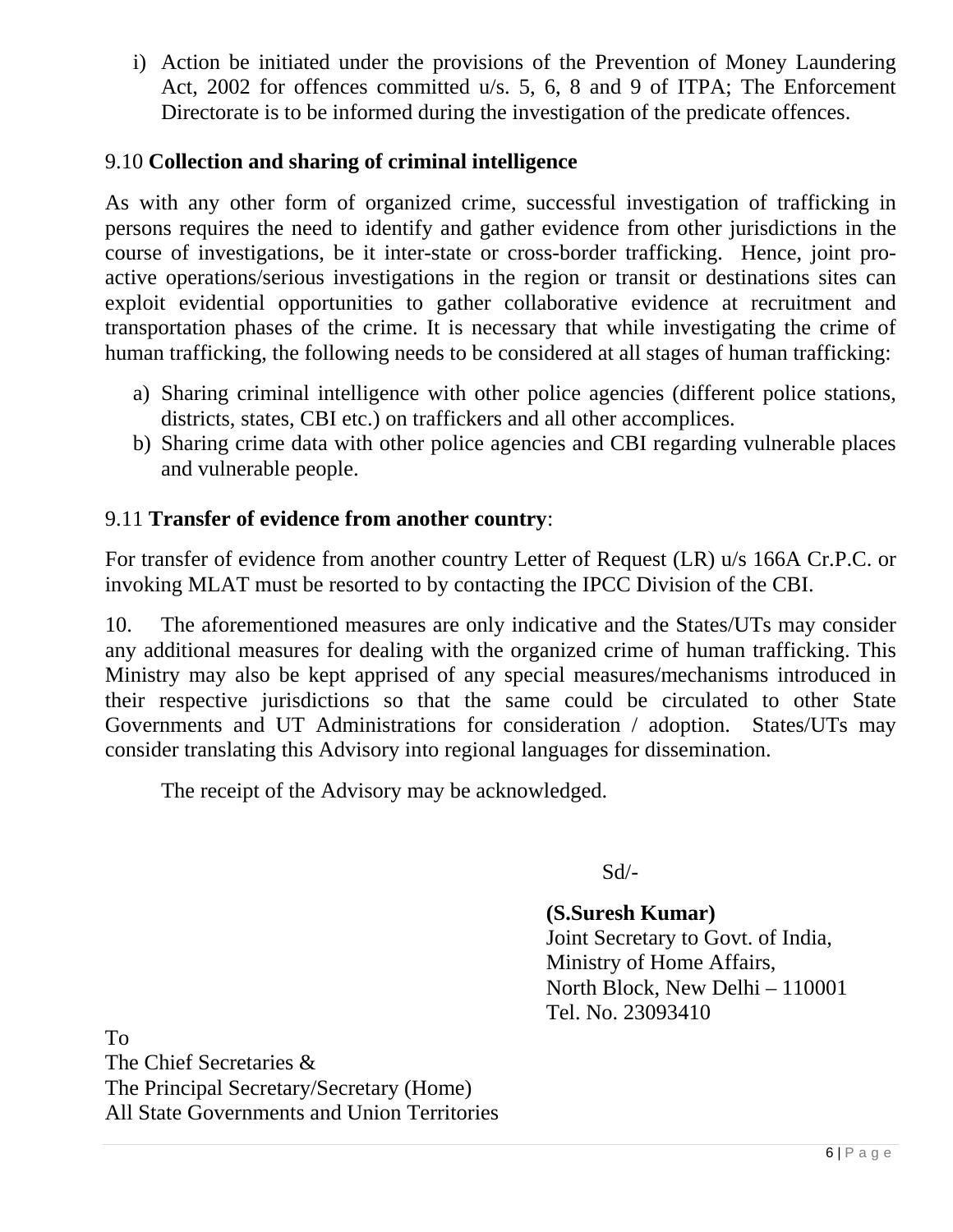i) Action be initiated under the provisions of the Prevention of Money Laundering Act, 2002 for offences committed u/s. 5, 6, 8 and 9 of ITPA; The Enforcement Directorate is to be informed during the investigation of the predicate offences.

9.10 **Collection and sharing of criminal intelligence**

As with any other form of organized crime, successful investigation of trafficking in persons requires the need to identify and gather evidence from other jurisdictions in the course of investigations, be it inter-state or cross-border trafficking. Hence, joint pro-active operations/serious investigations in the region or transit or destinations sites can exploit evidential opportunities to gather collaborative evidence at recruitment and transportation phases of the crime. It is necessary that while investigating the crime of human trafficking, the following needs to be considered at all stages of human trafficking:

a) Sharing criminal intelligence with other police agencies (different police stations, districts, states, CBI etc.) on traffickers and all other accomplices.
b) Sharing crime data with other police agencies and CBI regarding vulnerable places and vulnerable people.

9.11 **Transfer of evidence from another country**:

For transfer of evidence from another country Letter of Request (LR) u/s 166A Cr.P.C. or invoking MLAT must be resorted to by contacting the IPCC Division of the CBI.

10. The aforementioned measures are only indicative and the States/UTs may consider any additional measures for dealing with the organized crime of human trafficking. This Ministry may also be kept apprised of any special measures/mechanisms introduced in their respective jurisdictions so that the same could be circulated to other State Governments and UT Administrations for consideration / adoption. States/UTs may consider translating this Advisory into regional languages for dissemination.

The receipt of the Advisory may be acknowledged.

Sd/-

**(S.Suresh Kumar)**
Joint Secretary to Govt. of India,
Ministry of Home Affairs,
North Block, New Delhi – 110001
Tel. No. 23093410

To
The Chief Secretaries &
The Principal Secretary/Secretary (Home)
All State Governments and Union Territories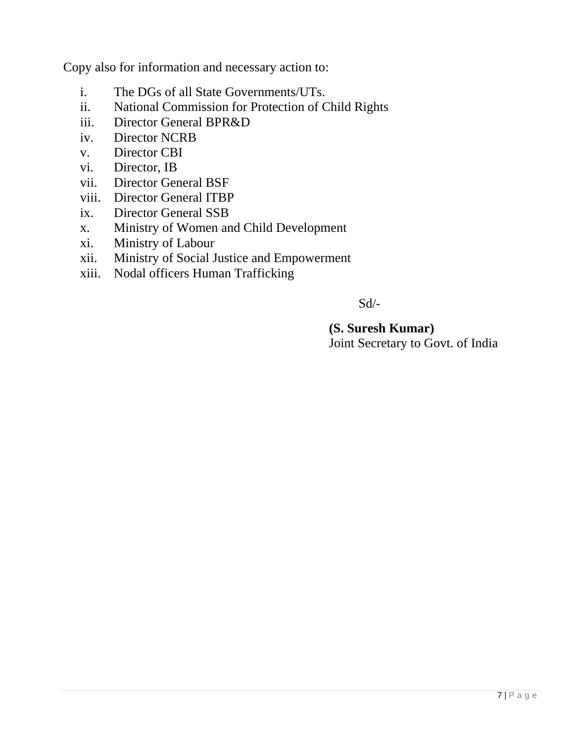Copy also for information and necessary action to:

i. The DGs of all State Governments/UTs.
ii. National Commission for Protection of Child Rights
iii. Director General BPR&D
iv. Director NCRB
v. Director CBI
vi. Director, IB
vii. Director General BSF
viii. Director General ITBP
ix. Director General SSB
x. Ministry of Women and Child Development
xi. Ministry of Labour
xii. Ministry of Social Justice and Empowerment
xiii. Nodal officers Human Trafficking

Sd/-

**(S. Suresh Kumar)**
Joint Secretary to Govt. of India